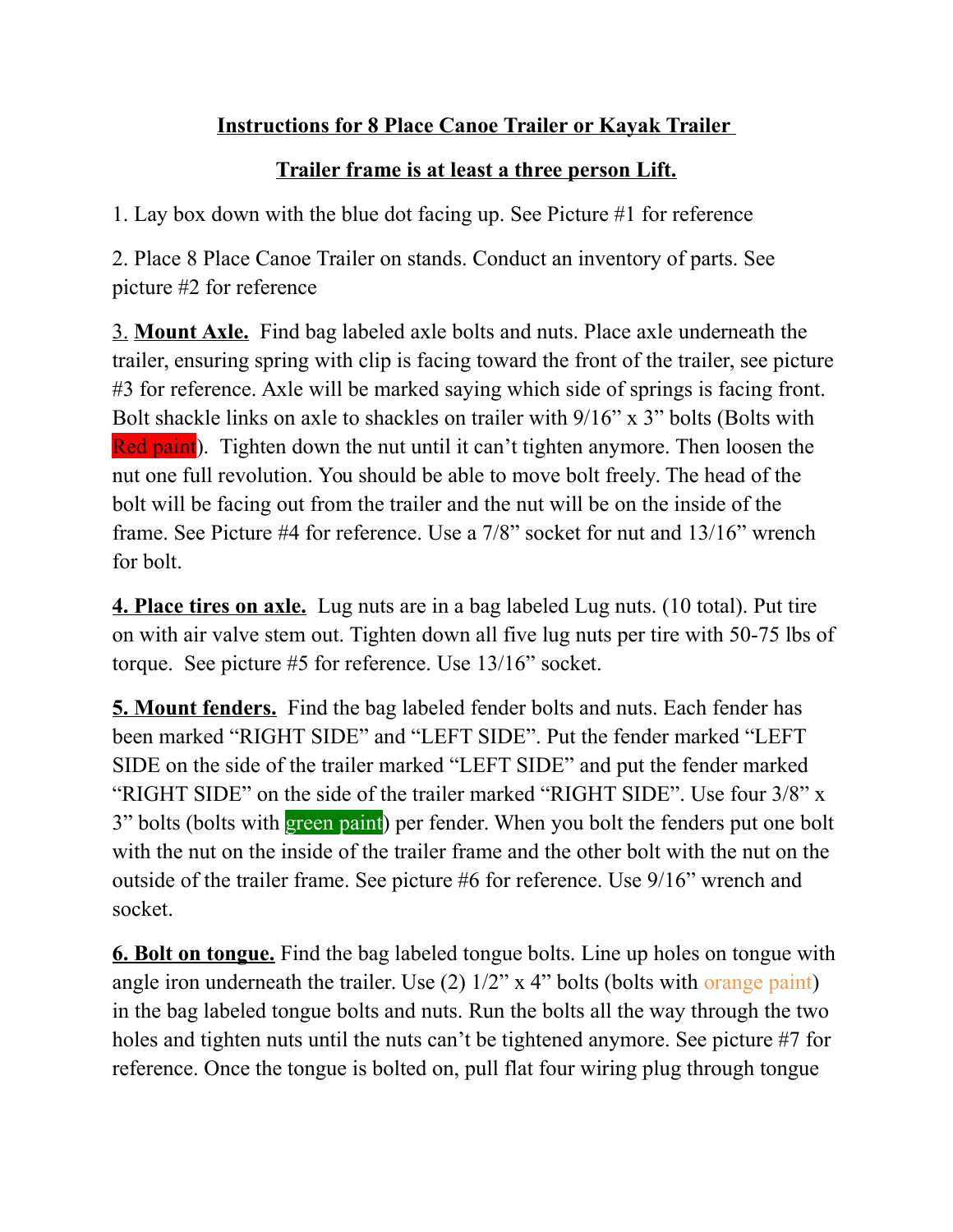# Instructions for 8 Place Canoe Trailer or Kayak Trailer

## Trailer frame is at least a three person Lift.

1. Lay box down with the blue dot facing up. See Picture #1 for reference

2. Place 8 Place Canoe Trailer on stands. Conduct an inventory of parts. See picture #2 for reference

3. **Mount Axle.** Find bag labeled axle bolts and nuts. Place axle underneath the trailer, ensuring spring with clip is facing toward the front of the trailer, see picture #3 for reference. Axle will be marked saying which side of springs is facing front. Bolt shackle links on axle to shackles on trailer with 9/16" x 3" bolts (Bolts with Red paint). Tighten down the nut until it can't tighten anymore. Then loosen the nut one full revolution. You should be able to move bolt freely. The head of the bolt will be facing out from the trailer and the nut will be on the inside of the frame. See Picture #4 for reference. Use a 7/8" socket for nut and 13/16" wrench for bolt.

**4. Place tires on axle.** Lug nuts are in a bag labeled Lug nuts. (10 total). Put tire on with air valve stem out. Tighten down all five lug nuts per tire with 50-75 lbs of torque. See picture #5 for reference. Use 13/16" socket.

**5. Mount fenders.** Find the bag labeled fender bolts and nuts. Each fender has been marked "RIGHT SIDE" and "LEFT SIDE". Put the fender marked "LEFT SIDE on the side of the trailer marked "LEFT SIDE" and put the fender marked "RIGHT SIDE" on the side of the trailer marked "RIGHT SIDE". Use four 3/8" x 3" bolts (bolts with green paint) per fender. When you bolt the fenders put one bolt with the nut on the inside of the trailer frame and the other bolt with the nut on the outside of the trailer frame. See picture #6 for reference. Use 9/16" wrench and socket.

**6. Bolt on tongue.** Find the bag labeled tongue bolts. Line up holes on tongue with angle iron underneath the trailer. Use (2) 1/2" x 4" bolts (bolts with orange paint) in the bag labeled tongue bolts and nuts. Run the bolts all the way through the two holes and tighten nuts until the nuts can't be tightened anymore. See picture #7 for reference. Once the tongue is bolted on, pull flat four wiring plug through tongue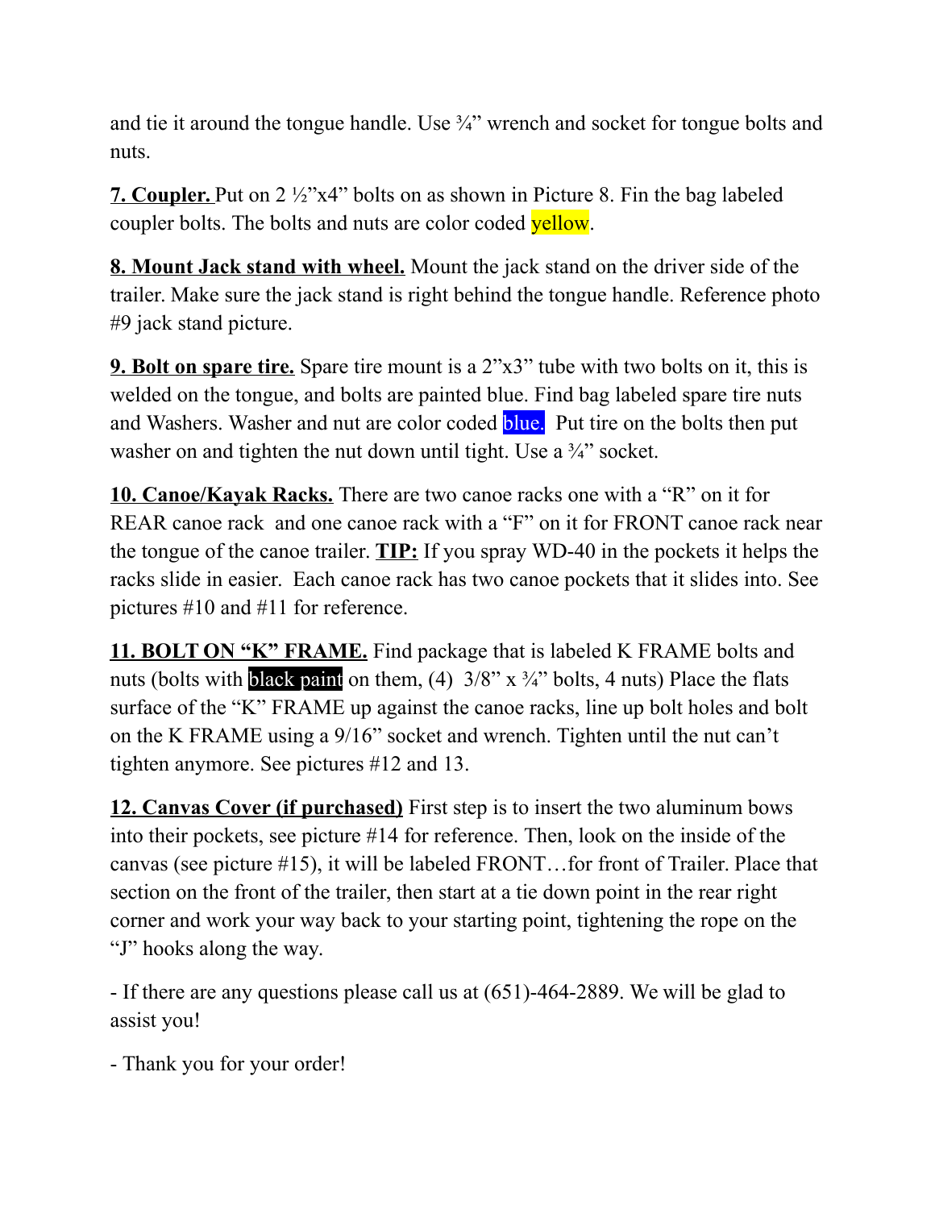and tie it around the tongue handle. Use ¾" wrench and socket for tongue bolts and nuts.

**7. Coupler.** Put on 2 ½"x4" bolts on as shown in Picture 8. Fin the bag labeled coupler bolts. The bolts and nuts are color coded yellow.

**8. Mount Jack stand with wheel.** Mount the jack stand on the driver side of the trailer. Make sure the jack stand is right behind the tongue handle. Reference photo #9 jack stand picture.

**9. Bolt on spare tire.** Spare tire mount is a 2"x3" tube with two bolts on it, this is welded on the tongue, and bolts are painted blue. Find bag labeled spare tire nuts and Washers. Washer and nut are color coded blue. Put tire on the bolts then put washer on and tighten the nut down until tight. Use a ¾" socket.

**10. Canoe/Kayak Racks.** There are two canoe racks one with a "R" on it for REAR canoe rack and one canoe rack with a "F" on it for FRONT canoe rack near the tongue of the canoe trailer. **TIP:** If you spray WD-40 in the pockets it helps the racks slide in easier. Each canoe rack has two canoe pockets that it slides into. See pictures #10 and #11 for reference.

**11. BOLT ON "K" FRAME.** Find package that is labeled K FRAME bolts and nuts (bolts with black paint on them, (4) 3/8" x ¾" bolts, 4 nuts) Place the flats surface of the "K" FRAME up against the canoe racks, line up bolt holes and bolt on the K FRAME using a 9/16" socket and wrench. Tighten until the nut can't tighten anymore. See pictures #12 and 13.

**12. Canvas Cover (if purchased)** First step is to insert the two aluminum bows into their pockets, see picture #14 for reference. Then, look on the inside of the canvas (see picture #15), it will be labeled FRONT…for front of Trailer. Place that section on the front of the trailer, then start at a tie down point in the rear right corner and work your way back to your starting point, tightening the rope on the "J" hooks along the way.

- If there are any questions please call us at (651)-464-2889. We will be glad to assist you!

- Thank you for your order!